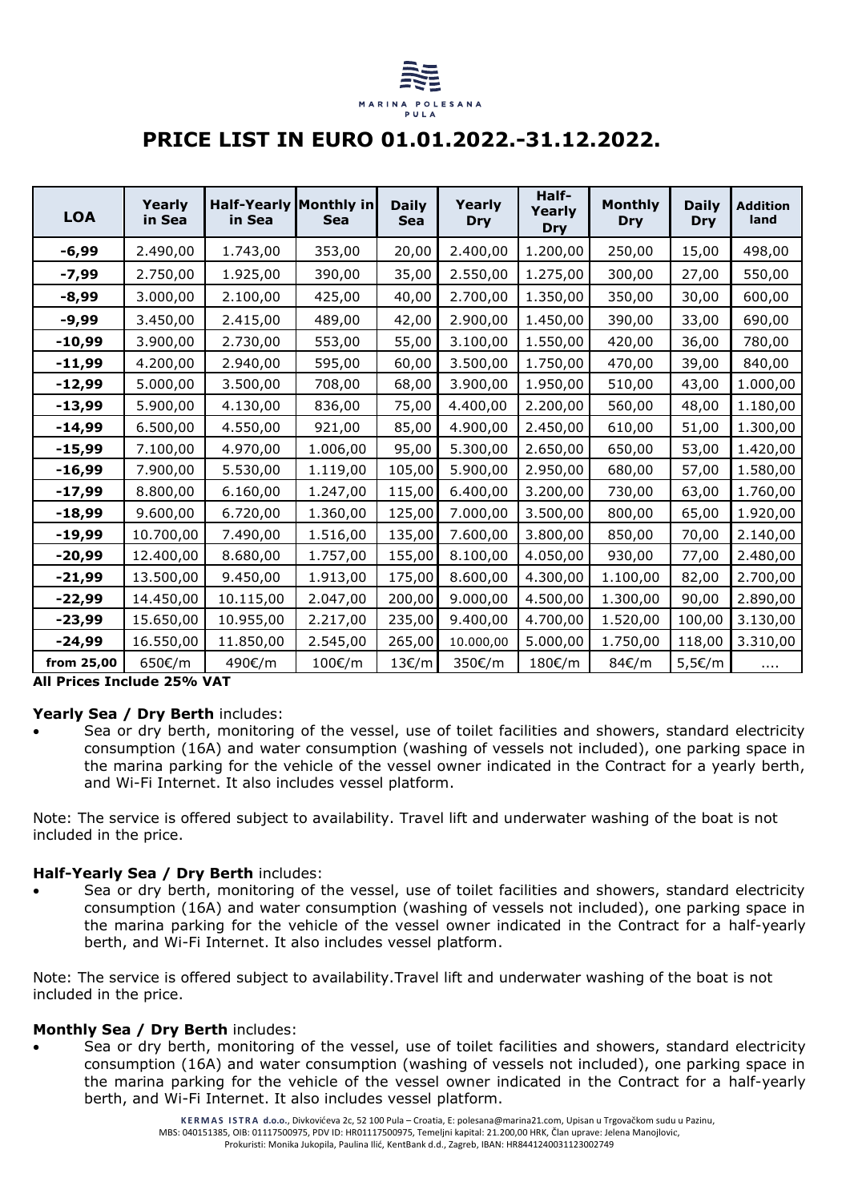MARINA POLESANA
PULA

# PRICE LIST IN EURO 01.01.2022.-31.12.2022.

| LOA | Yearly in Sea | Half-Yearly in Sea | Monthly in Sea | Daily Sea | Yearly Dry | Half-Yearly Dry | Monthly Dry | Daily Dry | Addition land |
|---|---|---|---|---|---|---|---|---|---|
| **-6,99** | 2.490,00 | 1.743,00 | 353,00 | 20,00 | 2.400,00 | 1.200,00 | 250,00 | 15,00 | 498,00 |
| **-7,99** | 2.750,00 | 1.925,00 | 390,00 | 35,00 | 2.550,00 | 1.275,00 | 300,00 | 27,00 | 550,00 |
| **-8,99** | 3.000,00 | 2.100,00 | 425,00 | 40,00 | 2.700,00 | 1.350,00 | 350,00 | 30,00 | 600,00 |
| **-9,99** | 3.450,00 | 2.415,00 | 489,00 | 42,00 | 2.900,00 | 1.450,00 | 390,00 | 33,00 | 690,00 |
| **-10,99** | 3.900,00 | 2.730,00 | 553,00 | 55,00 | 3.100,00 | 1.550,00 | 420,00 | 36,00 | 780,00 |
| **-11,99** | 4.200,00 | 2.940,00 | 595,00 | 60,00 | 3.500,00 | 1.750,00 | 470,00 | 39,00 | 840,00 |
| **-12,99** | 5.000,00 | 3.500,00 | 708,00 | 68,00 | 3.900,00 | 1.950,00 | 510,00 | 43,00 | 1.000,00 |
| **-13,99** | 5.900,00 | 4.130,00 | 836,00 | 75,00 | 4.400,00 | 2.200,00 | 560,00 | 48,00 | 1.180,00 |
| **-14,99** | 6.500,00 | 4.550,00 | 921,00 | 85,00 | 4.900,00 | 2.450,00 | 610,00 | 51,00 | 1.300,00 |
| **-15,99** | 7.100,00 | 4.970,00 | 1.006,00 | 95,00 | 5.300,00 | 2.650,00 | 650,00 | 53,00 | 1.420,00 |
| **-16,99** | 7.900,00 | 5.530,00 | 1.119,00 | 105,00 | 5.900,00 | 2.950,00 | 680,00 | 57,00 | 1.580,00 |
| **-17,99** | 8.800,00 | 6.160,00 | 1.247,00 | 115,00 | 6.400,00 | 3.200,00 | 730,00 | 63,00 | 1.760,00 |
| **-18,99** | 9.600,00 | 6.720,00 | 1.360,00 | 125,00 | 7.000,00 | 3.500,00 | 800,00 | 65,00 | 1.920,00 |
| **-19,99** | 10.700,00 | 7.490,00 | 1.516,00 | 135,00 | 7.600,00 | 3.800,00 | 850,00 | 70,00 | 2.140,00 |
| **-20,99** | 12.400,00 | 8.680,00 | 1.757,00 | 155,00 | 8.100,00 | 4.050,00 | 930,00 | 77,00 | 2.480,00 |
| **-21,99** | 13.500,00 | 9.450,00 | 1.913,00 | 175,00 | 8.600,00 | 4.300,00 | 1.100,00 | 82,00 | 2.700,00 |
| **-22,99** | 14.450,00 | 10.115,00 | 2.047,00 | 200,00 | 9.000,00 | 4.500,00 | 1.300,00 | 90,00 | 2.890,00 |
| **-23,99** | 15.650,00 | 10.955,00 | 2.217,00 | 235,00 | 9.400,00 | 4.700,00 | 1.520,00 | 100,00 | 3.130,00 |
| **-24,99** | 16.550,00 | 11.850,00 | 2.545,00 | 265,00 | 10.000,00 | 5.000,00 | 1.750,00 | 118,00 | 3.310,00 |
| **from 25,00** | 650€/m | 490€/m | 100€/m | 13€/m | 350€/m | 180€/m | 84€/m | 5,5€/m | .... |

**All Prices Include 25% VAT**

**Yearly Sea / Dry Berth** includes:

- Sea or dry berth, monitoring of the vessel, use of toilet facilities and showers, standard electricity consumption (16A) and water consumption (washing of vessels not included), one parking space in the marina parking for the vehicle of the vessel owner indicated in the Contract for a yearly berth, and Wi-Fi Internet. It also includes vessel platform.

Note: The service is offered subject to availability. Travel lift and underwater washing of the boat is not included in the price.

**Half-Yearly Sea / Dry Berth** includes:

- Sea or dry berth, monitoring of the vessel, use of toilet facilities and showers, standard electricity consumption (16A) and water consumption (washing of vessels not included), one parking space in the marina parking for the vehicle of the vessel owner indicated in the Contract for a half-yearly berth, and Wi-Fi Internet. It also includes vessel platform.

Note: The service is offered subject to availability.Travel lift and underwater washing of the boat is not included in the price.

**Monthly Sea / Dry Berth** includes:

- Sea or dry berth, monitoring of the vessel, use of toilet facilities and showers, standard electricity consumption (16A) and water consumption (washing of vessels not included), one parking space in the marina parking for the vehicle of the vessel owner indicated in the Contract for a half-yearly berth, and Wi-Fi Internet. It also includes vessel platform.

**KERMAS ISTRA d.o.o.**, Divkovićeva 2c, 52 100 Pula – Croatia, E: polesana@marina21.com, Upisan u Trgovačkom sudu u Pazinu, MBS: 040151385, OIB: 01117500975, PDV ID: HR01117500975, Temeljni kapital: 21.200,00 HRK, Član uprave: Jelena Manojlovic, Prokuristi: Monika Jukopila, Paulina Ilić, KentBank d.d., Zagreb, IBAN: HR8441240031123002749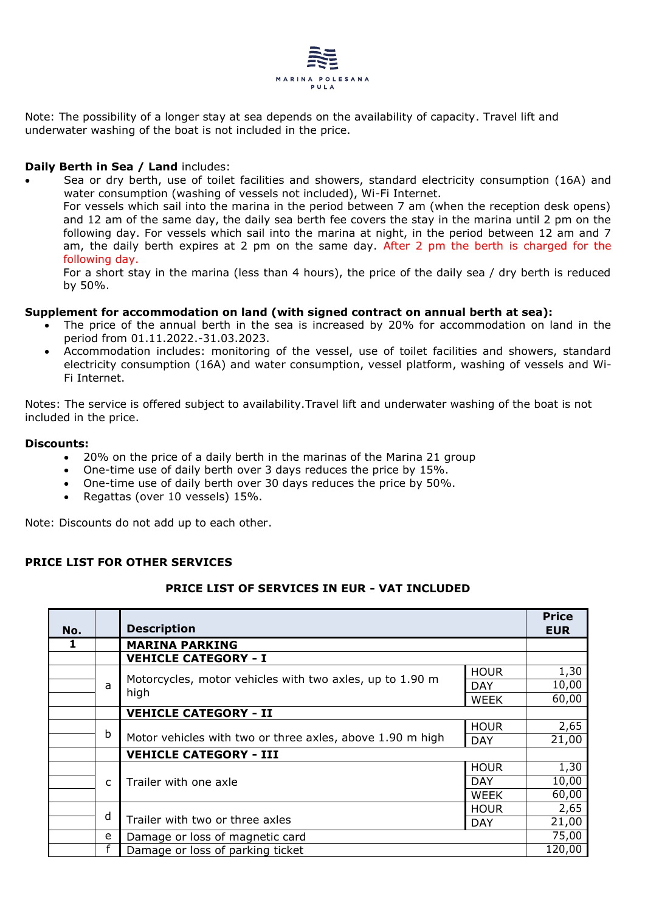Note: The possibility of a longer stay at sea depends on the availability of capacity. Travel lift and underwater washing of the boat is not included in the price.

**Daily Berth in Sea / Land** includes:

- Sea or dry berth, use of toilet facilities and showers, standard electricity consumption (16A) and water consumption (washing of vessels not included), Wi-Fi Internet.
  For vessels which sail into the marina in the period between 7 am (when the reception desk opens) and 12 am of the same day, the daily sea berth fee covers the stay in the marina until 2 pm on the following day. For vessels which sail into the marina at night, in the period between 12 am and 7 am, the daily berth expires at 2 pm on the same day. After 2 pm the berth is charged for the following day.
  For a short stay in the marina (less than 4 hours), the price of the daily sea / dry berth is reduced by 50%.

**Supplement for accommodation on land (with signed contract on annual berth at sea):**

- The price of the annual berth in the sea is increased by 20% for accommodation on land in the period from 01.11.2022.-31.03.2023.
- Accommodation includes: monitoring of the vessel, use of toilet facilities and showers, standard electricity consumption (16A) and water consumption, vessel platform, washing of vessels and Wi-Fi Internet.

Notes: The service is offered subject to availability.Travel lift and underwater washing of the boat is not included in the price.

**Discounts:**

- 20% on the price of a daily berth in the marinas of the Marina 21 group
- One-time use of daily berth over 3 days reduces the price by 15%.
- One-time use of daily berth over 30 days reduces the price by 50%.
- Regattas (over 10 vessels) 15%.

Note: Discounts do not add up to each other.

**PRICE LIST FOR OTHER SERVICES**

**PRICE LIST OF SERVICES IN EUR - VAT INCLUDED**

| No. | | Description | | Price EUR |
|---|---|---|---|---|
| **1** | | **MARINA PARKING** | | |
| | | **VEHICLE CATEGORY - I** | | |
| | a | Motorcycles, motor vehicles with two axles, up to 1.90 m high | HOUR | 1,30 |
| | | | DAY | 10,00 |
| | | | WEEK | 60,00 |
| | | **VEHICLE CATEGORY - II** | | |
| | b | Motor vehicles with two or three axles, above 1.90 m high | HOUR | 2,65 |
| | | | DAY | 21,00 |
| | | **VEHICLE CATEGORY - III** | | |
| | c | Trailer with one axle | HOUR | 1,30 |
| | | | DAY | 10,00 |
| | | | WEEK | 60,00 |
| | d | Trailer with two or three axles | HOUR | 2,65 |
| | | | DAY | 21,00 |
| | e | Damage or loss of magnetic card | | 75,00 |
| | f | Damage or loss of parking ticket | | 120,00 |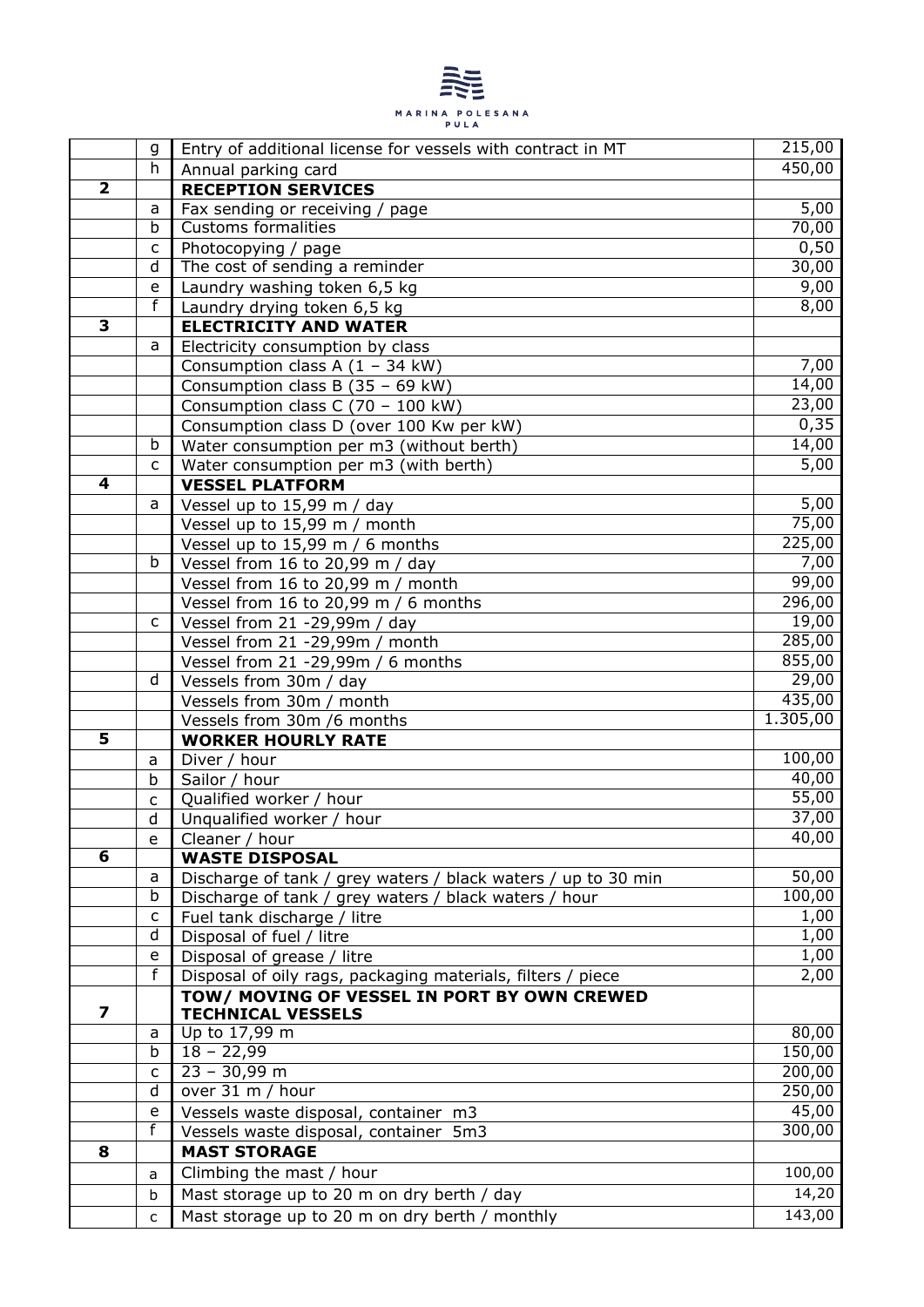| | | | |
|---|---|---|---|
| | g | Entry of additional license for vessels with contract in MT | 215,00 |
| | h | Annual parking card | 450,00 |
| **2** | | **RECEPTION SERVICES** | |
| | a | Fax sending or receiving / page | 5,00 |
| | b | Customs formalities | 70,00 |
| | c | Photocopying / page | 0,50 |
| | d | The cost of sending a reminder | 30,00 |
| | e | Laundry washing token 6,5 kg | 9,00 |
| | f | Laundry drying token 6,5 kg | 8,00 |
| **3** | | **ELECTRICITY AND WATER** | |
| | a | Electricity consumption by class | |
| | | Consumption class A (1 – 34 kW) | 7,00 |
| | | Consumption class B (35 – 69 kW) | 14,00 |
| | | Consumption class C (70 – 100 kW) | 23,00 |
| | | Consumption class D (over 100 Kw per kW) | 0,35 |
| | b | Water consumption per m3 (without berth) | 14,00 |
| | c | Water consumption per m3 (with berth) | 5,00 |
| **4** | | **VESSEL PLATFORM** | |
| | a | Vessel up to 15,99 m / day | 5,00 |
| | | Vessel up to 15,99 m / month | 75,00 |
| | | Vessel up to 15,99 m / 6 months | 225,00 |
| | b | Vessel from 16 to 20,99 m / day | 7,00 |
| | | Vessel from 16 to 20,99 m / month | 99,00 |
| | | Vessel from 16 to 20,99 m / 6 months | 296,00 |
| | c | Vessel from 21 -29,99m / day | 19,00 |
| | | Vessel from 21 -29,99m / month | 285,00 |
| | | Vessel from 21 -29,99m / 6 months | 855,00 |
| | d | Vessels from 30m / day | 29,00 |
| | | Vessels from 30m / month | 435,00 |
| | | Vessels from 30m /6 months | 1.305,00 |
| **5** | | **WORKER HOURLY RATE** | |
| | a | Diver / hour | 100,00 |
| | b | Sailor / hour | 40,00 |
| | c | Qualified worker / hour | 55,00 |
| | d | Unqualified worker / hour | 37,00 |
| | e | Cleaner / hour | 40,00 |
| **6** | | **WASTE DISPOSAL** | |
| | a | Discharge of tank / grey waters / black waters / up to 30 min | 50,00 |
| | b | Discharge of tank / grey waters / black waters / hour | 100,00 |
| | c | Fuel tank discharge / litre | 1,00 |
| | d | Disposal of fuel / litre | 1,00 |
| | e | Disposal of grease / litre | 1,00 |
| | f | Disposal of oily rags, packaging materials, filters / piece | 2,00 |
| **7** | | **TOW/ MOVING OF VESSEL IN PORT BY OWN CREWED TECHNICAL VESSELS** | |
| | a | Up to 17,99 m | 80,00 |
| | b | 18 – 22,99 | 150,00 |
| | c | 23 – 30,99 m | 200,00 |
| | d | over 31 m / hour | 250,00 |
| | e | Vessels waste disposal, container m3 | 45,00 |
| | f | Vessels waste disposal, container 5m3 | 300,00 |
| **8** | | **MAST STORAGE** | |
| | a | Climbing the mast / hour | 100,00 |
| | b | Mast storage up to 20 m on dry berth / day | 14,20 |
| | c | Mast storage up to 20 m on dry berth / monthly | 143,00 |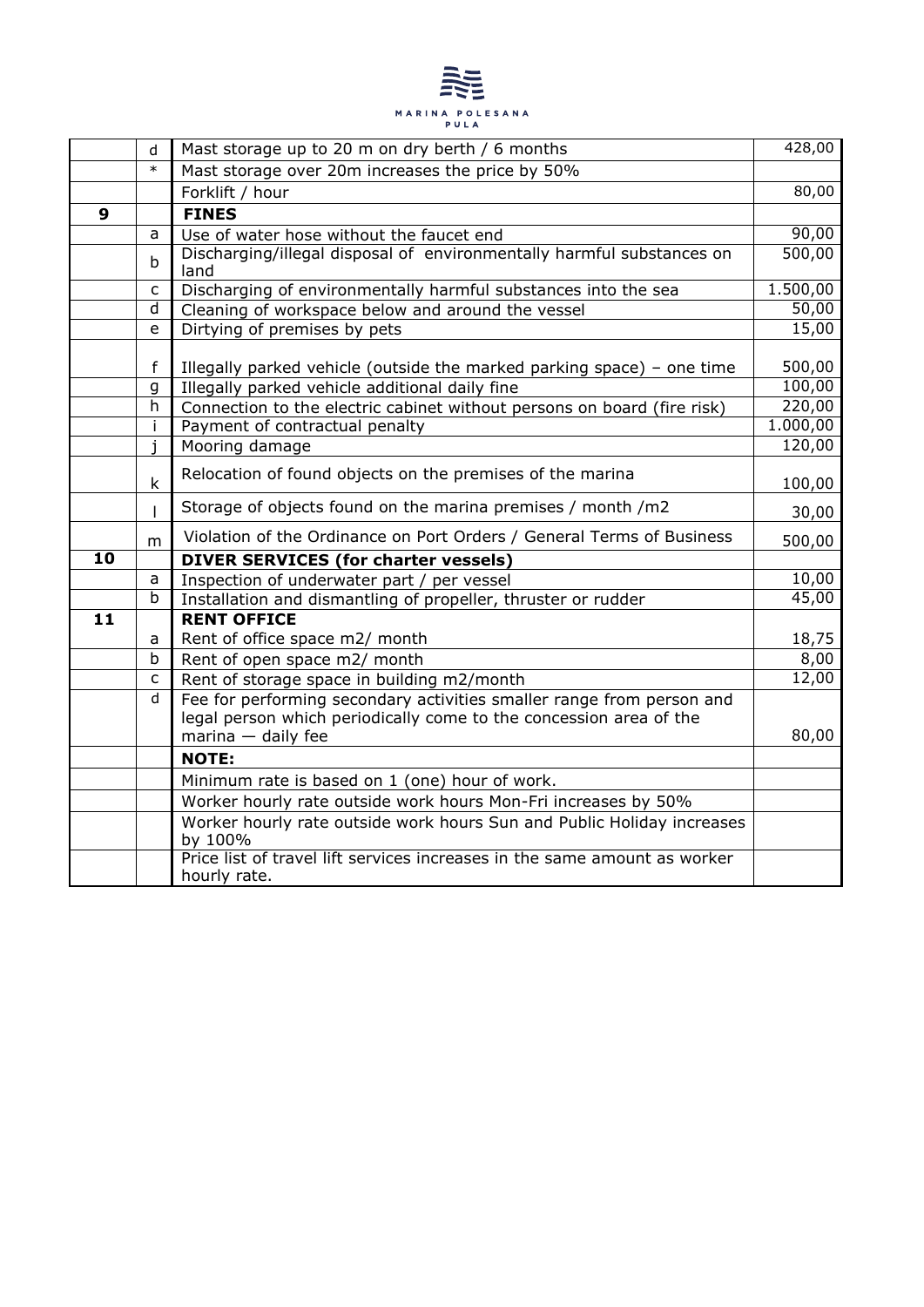| | | | |
|---|---|---|---|
| | d | Mast storage up to 20 m on dry berth / 6 months | 428,00 |
| | * | Mast storage over 20m increases the price by 50% | |
| | | Forklift / hour | 80,00 |
| **9** | | **FINES** | |
| | a | Use of water hose without the faucet end | 90,00 |
| | b | Discharging/illegal disposal of environmentally harmful substances on land | 500,00 |
| | c | Discharging of environmentally harmful substances into the sea | 1.500,00 |
| | d | Cleaning of workspace below and around the vessel | 50,00 |
| | e | Dirtying of premises by pets | 15,00 |
| | f | Illegally parked vehicle (outside the marked parking space) – one time | 500,00 |
| | g | Illegally parked vehicle additional daily fine | 100,00 |
| | h | Connection to the electric cabinet without persons on board (fire risk) | 220,00 |
| | i | Payment of contractual penalty | 1.000,00 |
| | j | Mooring damage | 120,00 |
| | k | Relocation of found objects on the premises of the marina | 100,00 |
| | l | Storage of objects found on the marina premises / month /m2 | 30,00 |
| | m | Violation of the Ordinance on Port Orders / General Terms of Business | 500,00 |
| **10** | | **DIVER SERVICES (for charter vessels)** | |
| | a | Inspection of underwater part / per vessel | 10,00 |
| | b | Installation and dismantling of propeller, thruster or rudder | 45,00 |
| **11** | | **RENT OFFICE** | |
| | a | Rent of office space m2/ month | 18,75 |
| | b | Rent of open space m2/ month | 8,00 |
| | c | Rent of storage space in building m2/month | 12,00 |
| | d | Fee for performing secondary activities smaller range from person and legal person which periodically come to the concession area of the marina — daily fee | 80,00 |
| | | **NOTE:** | |
| | | Minimum rate is based on 1 (one) hour of work. | |
| | | Worker hourly rate outside work hours Mon-Fri increases by 50% | |
| | | Worker hourly rate outside work hours Sun and Public Holiday increases by 100% | |
| | | Price list of travel lift services increases in the same amount as worker hourly rate. | |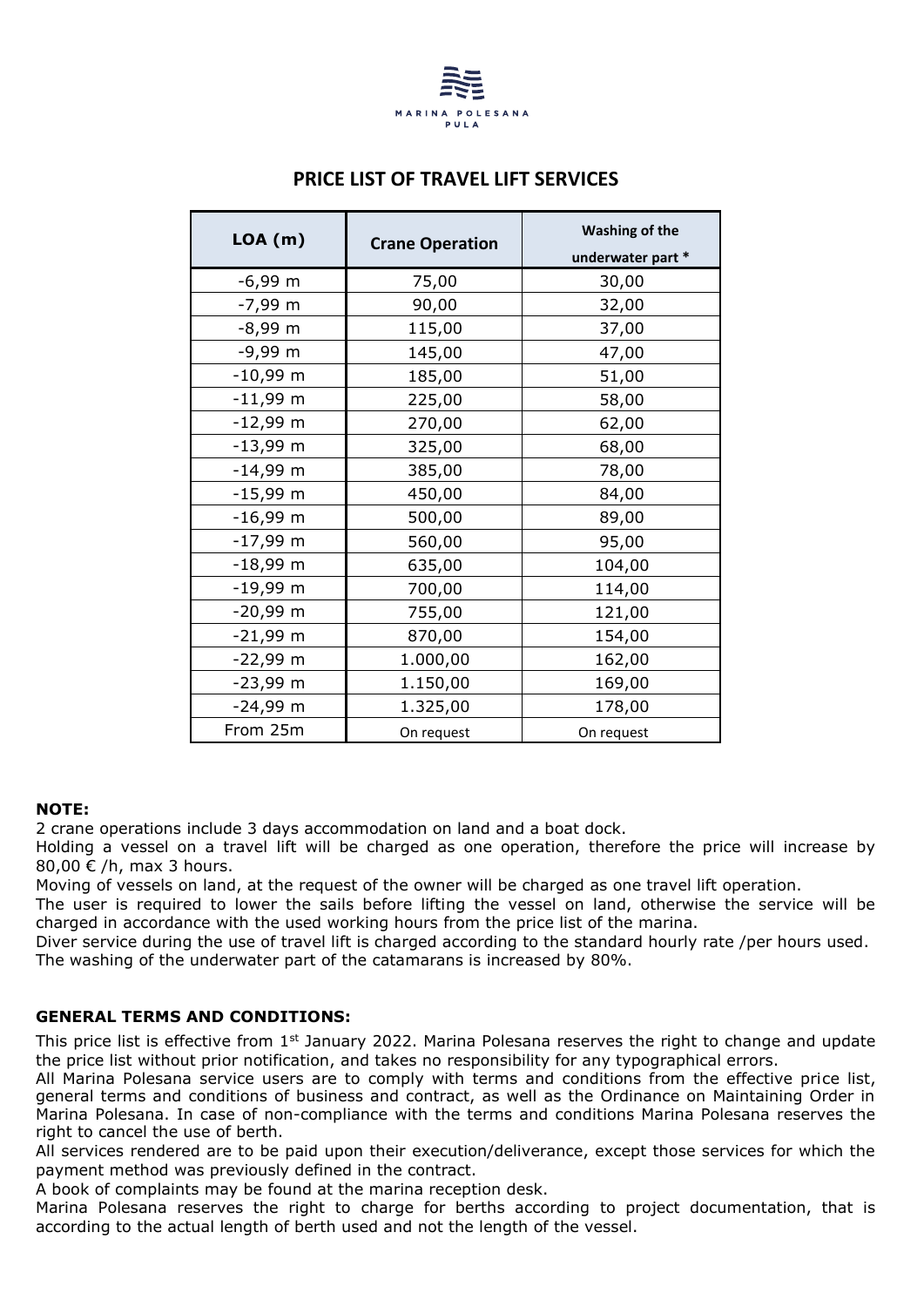MARINA POLESANA
PULA

# PRICE LIST OF TRAVEL LIFT SERVICES

| LOA (m) | Crane Operation | Washing of the underwater part * |
|---|---|---|
| -6,99 m | 75,00 | 30,00 |
| -7,99 m | 90,00 | 32,00 |
| -8,99 m | 115,00 | 37,00 |
| -9,99 m | 145,00 | 47,00 |
| -10,99 m | 185,00 | 51,00 |
| -11,99 m | 225,00 | 58,00 |
| -12,99 m | 270,00 | 62,00 |
| -13,99 m | 325,00 | 68,00 |
| -14,99 m | 385,00 | 78,00 |
| -15,99 m | 450,00 | 84,00 |
| -16,99 m | 500,00 | 89,00 |
| -17,99 m | 560,00 | 95,00 |
| -18,99 m | 635,00 | 104,00 |
| -19,99 m | 700,00 | 114,00 |
| -20,99 m | 755,00 | 121,00 |
| -21,99 m | 870,00 | 154,00 |
| -22,99 m | 1.000,00 | 162,00 |
| -23,99 m | 1.150,00 | 169,00 |
| -24,99 m | 1.325,00 | 178,00 |
| From 25m | On request | On request |

**NOTE:**

2 crane operations include 3 days accommodation on land and a boat dock.
Holding a vessel on a travel lift will be charged as one operation, therefore the price will increase by 80,00 € /h, max 3 hours.
Moving of vessels on land, at the request of the owner will be charged as one travel lift operation.
The user is required to lower the sails before lifting the vessel on land, otherwise the service will be charged in accordance with the used working hours from the price list of the marina.
Diver service during the use of travel lift is charged according to the standard hourly rate /per hours used.
The washing of the underwater part of the catamarans is increased by 80%.

**GENERAL TERMS AND CONDITIONS:**

This price list is effective from 1st January 2022. Marina Polesana reserves the right to change and update the price list without prior notification, and takes no responsibility for any typographical errors.
All Marina Polesana service users are to comply with terms and conditions from the effective price list, general terms and conditions of business and contract, as well as the Ordinance on Maintaining Order in Marina Polesana. In case of non-compliance with the terms and conditions Marina Polesana reserves the right to cancel the use of berth.
All services rendered are to be paid upon their execution/deliverance, except those services for which the payment method was previously defined in the contract.
A book of complaints may be found at the marina reception desk.
Marina Polesana reserves the right to charge for berths according to project documentation, that is according to the actual length of berth used and not the length of the vessel.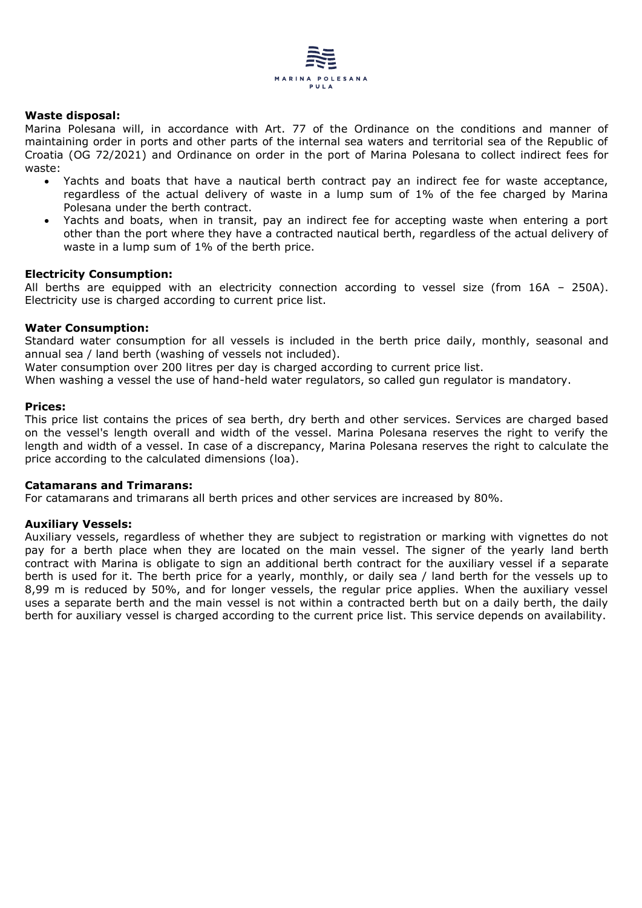**Waste disposal:**

Marina Polesana will, in accordance with Art. 77 of the Ordinance on the conditions and manner of maintaining order in ports and other parts of the internal sea waters and territorial sea of the Republic of Croatia (OG 72/2021) and Ordinance on order in the port of Marina Polesana to collect indirect fees for waste:

- Yachts and boats that have a nautical berth contract pay an indirect fee for waste acceptance, regardless of the actual delivery of waste in a lump sum of 1% of the fee charged by Marina Polesana under the berth contract.
- Yachts and boats, when in transit, pay an indirect fee for accepting waste when entering a port other than the port where they have a contracted nautical berth, regardless of the actual delivery of waste in a lump sum of 1% of the berth price.

**Electricity Consumption:**

All berths are equipped with an electricity connection according to vessel size (from 16A – 250A). Electricity use is charged according to current price list.

**Water Consumption:**

Standard water consumption for all vessels is included in the berth price daily, monthly, seasonal and annual sea / land berth (washing of vessels not included).

Water consumption over 200 litres per day is charged according to current price list.

When washing a vessel the use of hand-held water regulators, so called gun regulator is mandatory.

**Prices:**

This price list contains the prices of sea berth, dry berth and other services. Services are charged based on the vessel's length overall and width of the vessel. Marina Polesana reserves the right to verify the length and width of a vessel. In case of a discrepancy, Marina Polesana reserves the right to calculate the price according to the calculated dimensions (loa).

**Catamarans and Trimarans:**

For catamarans and trimarans all berth prices and other services are increased by 80%.

**Auxiliary Vessels:**

Auxiliary vessels, regardless of whether they are subject to registration or marking with vignettes do not pay for a berth place when they are located on the main vessel. The signer of the yearly land berth contract with Marina is obligate to sign an additional berth contract for the auxiliary vessel if a separate berth is used for it. The berth price for a yearly, monthly, or daily sea / land berth for the vessels up to 8,99 m is reduced by 50%, and for longer vessels, the regular price applies. When the auxiliary vessel uses a separate berth and the main vessel is not within a contracted berth but on a daily berth, the daily berth for auxiliary vessel is charged according to the current price list. This service depends on availability.